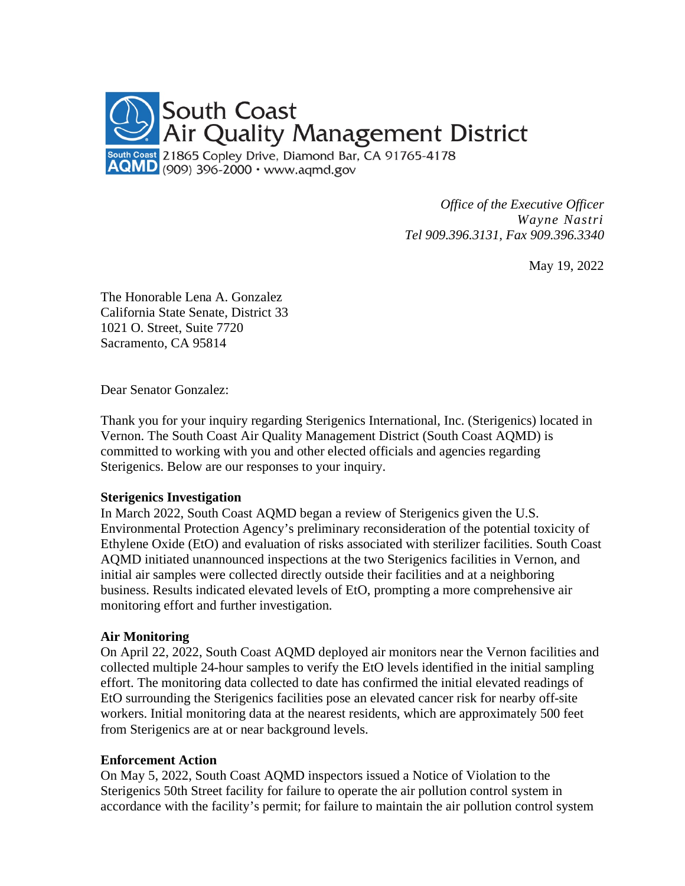**South Coast Air Quality Management District**
21865 Copley Drive, Diamond Bar, CA 91765-4178
(909) 396-2000 · www.aqmd.gov

*Office of the Executive Officer*
*Wayne Nastri*
*Tel 909.396.3131, Fax 909.396.3340*

May 19, 2022

The Honorable Lena A. Gonzalez
California State Senate, District 33
1021 O. Street, Suite 7720
Sacramento, CA 95814

Dear Senator Gonzalez:

Thank you for your inquiry regarding Sterigenics International, Inc. (Sterigenics) located in Vernon. The South Coast Air Quality Management District (South Coast AQMD) is committed to working with you and other elected officials and agencies regarding Sterigenics. Below are our responses to your inquiry.

**Sterigenics Investigation**
In March 2022, South Coast AQMD began a review of Sterigenics given the U.S. Environmental Protection Agency's preliminary reconsideration of the potential toxicity of Ethylene Oxide (EtO) and evaluation of risks associated with sterilizer facilities. South Coast AQMD initiated unannounced inspections at the two Sterigenics facilities in Vernon, and initial air samples were collected directly outside their facilities and at a neighboring business. Results indicated elevated levels of EtO, prompting a more comprehensive air monitoring effort and further investigation.

**Air Monitoring**
On April 22, 2022, South Coast AQMD deployed air monitors near the Vernon facilities and collected multiple 24-hour samples to verify the EtO levels identified in the initial sampling effort. The monitoring data collected to date has confirmed the initial elevated readings of EtO surrounding the Sterigenics facilities pose an elevated cancer risk for nearby off-site workers. Initial monitoring data at the nearest residents, which are approximately 500 feet from Sterigenics are at or near background levels.

**Enforcement Action**
On May 5, 2022, South Coast AQMD inspectors issued a Notice of Violation to the Sterigenics 50th Street facility for failure to operate the air pollution control system in accordance with the facility's permit; for failure to maintain the air pollution control system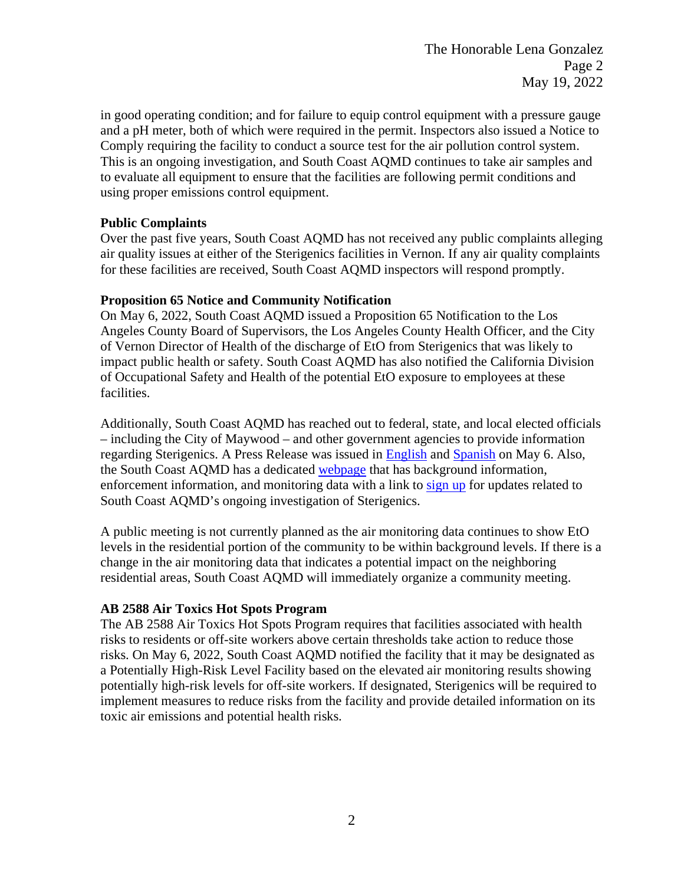in good operating condition; and for failure to equip control equipment with a pressure gauge and a pH meter, both of which were required in the permit. Inspectors also issued a Notice to Comply requiring the facility to conduct a source test for the air pollution control system. This is an ongoing investigation, and South Coast AQMD continues to take air samples and to evaluate all equipment to ensure that the facilities are following permit conditions and using proper emissions control equipment.

**Public Complaints**

Over the past five years, South Coast AQMD has not received any public complaints alleging air quality issues at either of the Sterigenics facilities in Vernon. If any air quality complaints for these facilities are received, South Coast AQMD inspectors will respond promptly.

**Proposition 65 Notice and Community Notification**

On May 6, 2022, South Coast AQMD issued a Proposition 65 Notification to the Los Angeles County Board of Supervisors, the Los Angeles County Health Officer, and the City of Vernon Director of Health of the discharge of EtO from Sterigenics that was likely to impact public health or safety. South Coast AQMD has also notified the California Division of Occupational Safety and Health of the potential EtO exposure to employees at these facilities.

Additionally, South Coast AQMD has reached out to federal, state, and local elected officials – including the City of Maywood – and other government agencies to provide information regarding Sterigenics. A Press Release was issued in English and Spanish on May 6. Also, the South Coast AQMD has a dedicated webpage that has background information, enforcement information, and monitoring data with a link to sign up for updates related to South Coast AQMD's ongoing investigation of Sterigenics.

A public meeting is not currently planned as the air monitoring data continues to show EtO levels in the residential portion of the community to be within background levels. If there is a change in the air monitoring data that indicates a potential impact on the neighboring residential areas, South Coast AQMD will immediately organize a community meeting.

**AB 2588 Air Toxics Hot Spots Program**

The AB 2588 Air Toxics Hot Spots Program requires that facilities associated with health risks to residents or off-site workers above certain thresholds take action to reduce those risks. On May 6, 2022, South Coast AQMD notified the facility that it may be designated as a Potentially High-Risk Level Facility based on the elevated air monitoring results showing potentially high-risk levels for off-site workers. If designated, Sterigenics will be required to implement measures to reduce risks from the facility and provide detailed information on its toxic air emissions and potential health risks.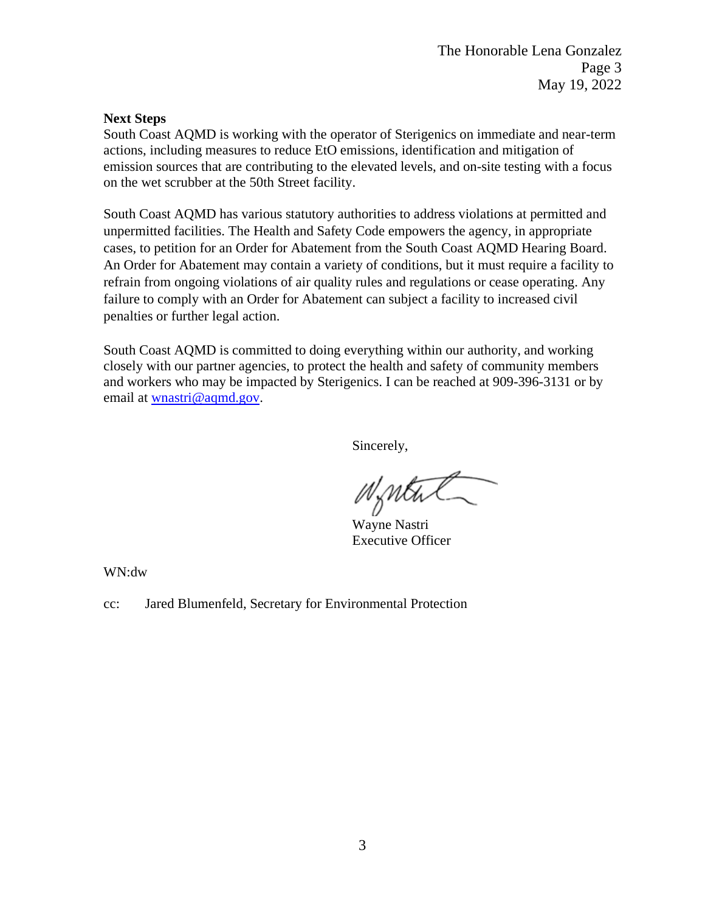**Next Steps**

South Coast AQMD is working with the operator of Sterigenics on immediate and near-term actions, including measures to reduce EtO emissions, identification and mitigation of emission sources that are contributing to the elevated levels, and on-site testing with a focus on the wet scrubber at the 50th Street facility.

South Coast AQMD has various statutory authorities to address violations at permitted and unpermitted facilities. The Health and Safety Code empowers the agency, in appropriate cases, to petition for an Order for Abatement from the South Coast AQMD Hearing Board. An Order for Abatement may contain a variety of conditions, but it must require a facility to refrain from ongoing violations of air quality rules and regulations or cease operating. Any failure to comply with an Order for Abatement can subject a facility to increased civil penalties or further legal action.

South Coast AQMD is committed to doing everything within our authority, and working closely with our partner agencies, to protect the health and safety of community members and workers who may be impacted by Sterigenics. I can be reached at 909-396-3131 or by email at wnastri@aqmd.gov.

Sincerely,

Wayne Nastri
Executive Officer

WN:dw

cc: Jared Blumenfeld, Secretary for Environmental Protection